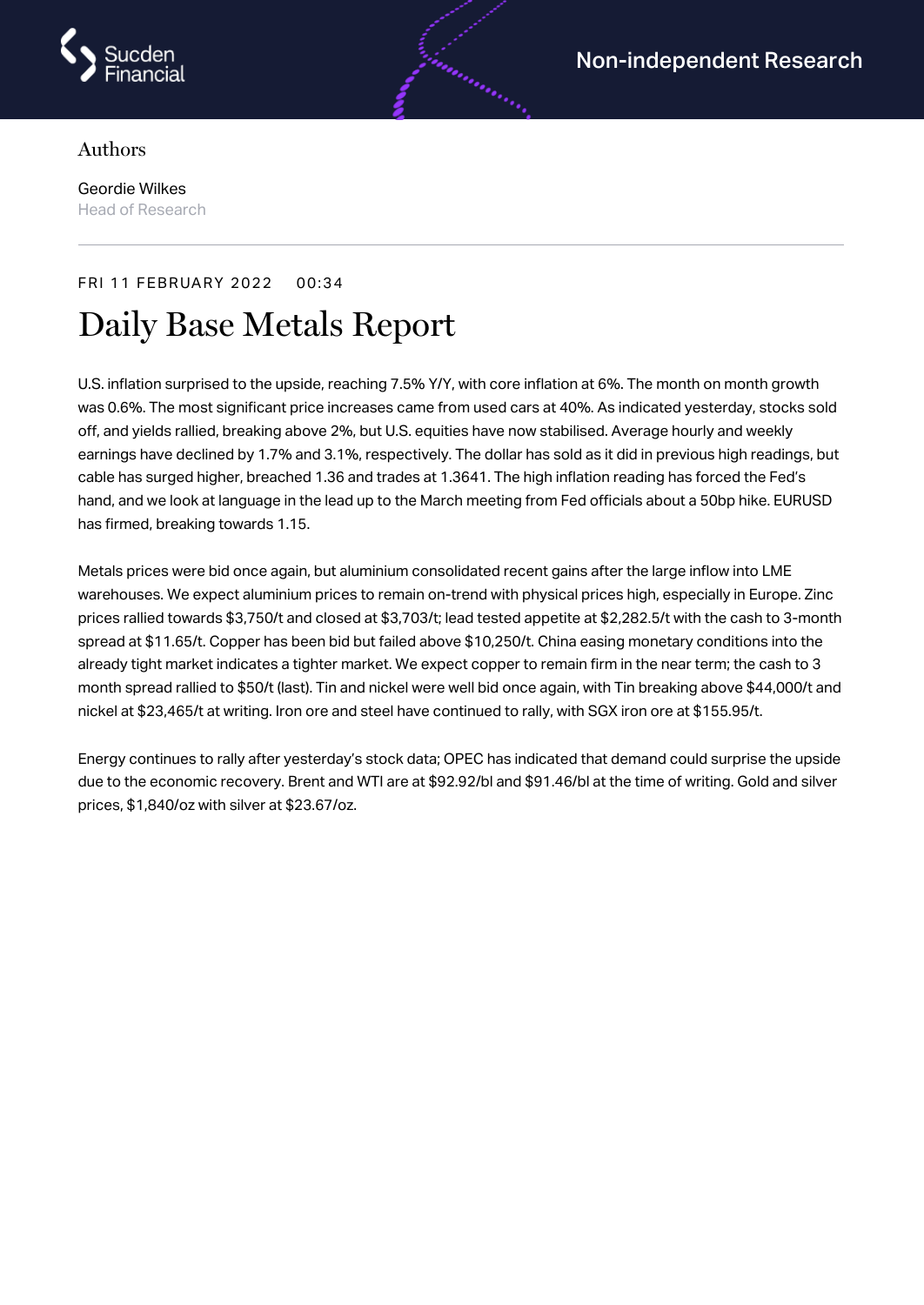Authors

Geordie Wilkes
Head of Research

FRI 11 FEBRUARY 2022 00:34

# Daily Base Metals Report

U.S. inflation surprised to the upside, reaching 7.5% Y/Y, with core inflation at 6%. The month on month growth was 0.6%. The most significant price increases came from used cars at 40%. As indicated yesterday, stocks sold off, and yields rallied, breaking above 2%, but U.S. equities have now stabilised. Average hourly and weekly earnings have declined by 1.7% and 3.1%, respectively. The dollar has sold as it did in previous high readings, but cable has surged higher, breached 1.36 and trades at 1.3641. The high inflation reading has forced the Fed's hand, and we look at language in the lead up to the March meeting from Fed officials about a 50bp hike. EURUSD has firmed, breaking towards 1.15.

Metals prices were bid once again, but aluminium consolidated recent gains after the large inflow into LME warehouses. We expect aluminium prices to remain on-trend with physical prices high, especially in Europe. Zinc prices rallied towards $3,750/t and closed at $3,703/t; lead tested appetite at $2,282.5/t with the cash to 3-month spread at $11.65/t. Copper has been bid but failed above $10,250/t. China easing monetary conditions into the already tight market indicates a tighter market. We expect copper to remain firm in the near term; the cash to 3 month spread rallied to $50/t (last). Tin and nickel were well bid once again, with Tin breaking above $44,000/t and nickel at $23,465/t at writing. Iron ore and steel have continued to rally, with SGX iron ore at $155.95/t.

Energy continues to rally after yesterday's stock data; OPEC has indicated that demand could surprise the upside due to the economic recovery. Brent and WTI are at $92.92/bl and $91.46/bl at the time of writing. Gold and silver prices, $1,840/oz with silver at $23.67/oz.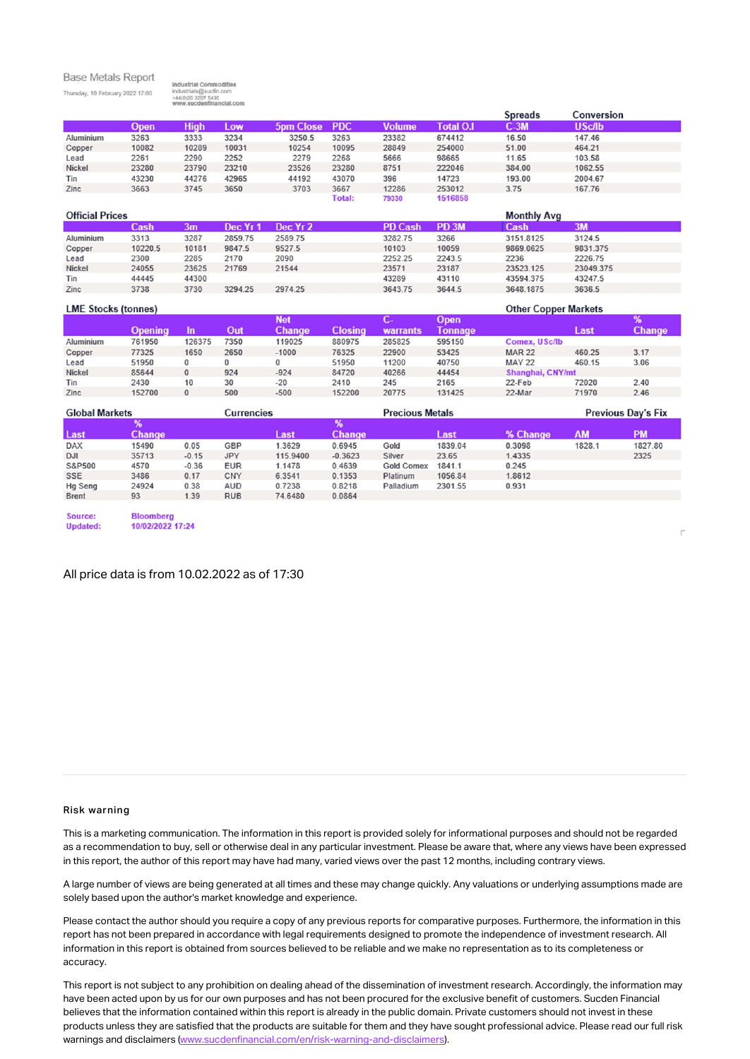Base Metals Report

Thursday, 10 February 2022 17:00

Industrial Commodities
industrials@sucfin.com
+44(0)20 3207 5430
www.sucdenfinancial.com

| | | | | | | | | Spreads | Conversion |
|---|---|---|---|---|---|---|---|---|---|
| | Open | High | Low | 5pm Close | PDC | Volume | Total O.I | C-3M | USc/lb |
| Aluminium | 3263 | 3333 | 3234 | 3250.5 | 3263 | 23382 | 674412 | 16.50 | 147.46 |
| Copper | 10082 | 10289 | 10031 | 10254 | 10095 | 28849 | 254000 | 51.00 | 464.21 |
| Lead | 2261 | 2290 | 2252 | 2279 | 2268 | 5666 | 98665 | 11.65 | 103.58 |
| Nickel | 23280 | 23790 | 23210 | 23526 | 23280 | 8751 | 222046 | 384.00 | 1062.55 |
| Tin | 43230 | 44276 | 42965 | 44192 | 43070 | 396 | 14723 | 193.00 | 2004.67 |
| Zinc | 3663 | 3745 | 3650 | 3703 | 3667 | 12286 | 253012 | 3.75 | 167.76 |
| | | | | | Total: | 79330 | 1516858 | | |

| Official Prices | | | | | | | | Monthly Avg | |
|---|---|---|---|---|---|---|---|---|---|
| | Cash | 3m | Dec Yr 1 | Dec Yr 2 | | PD Cash | PD 3M | Cash | 3M |
| Aluminium | 3313 | 3287 | 2859.75 | 2589.75 | | 3282.75 | 3266 | 3151.8125 | 3124.5 |
| Copper | 10220.5 | 10181 | 9847.5 | 9527.5 | | 10103 | 10059 | 9869.0625 | 9831.375 |
| Lead | 2300 | 2285 | 2170 | 2090 | | 2252.25 | 2243.5 | 2236 | 2226.75 |
| Nickel | 24055 | 23625 | 21769 | 21544 | | 23571 | 23187 | 23523.125 | 23049.375 |
| Tin | 44445 | 44300 | | | | 43289 | 43110 | 43594.375 | 43247.5 |
| Zinc | 3738 | 3730 | 3294.25 | 2974.25 | | 3643.75 | 3644.5 | 3648.1875 | 3636.5 |

| LME Stocks (tonnes) | | | | | | | | Other Copper Markets | | |
|---|---|---|---|---|---|---|---|---|---|---|
| | Opening | In | Out | Net Change | Closing | C-warrants | Open Tonnage | | Last | % Change |
| Aluminium | 761950 | 126375 | 7350 | 119025 | 880975 | 285825 | 595150 | Comex, USc/lb | | |
| Copper | 77325 | 1650 | 2650 | -1000 | 76325 | 22900 | 53425 | MAR 22 | 460.25 | 3.17 |
| Lead | 51950 | 0 | 0 | 0 | 51950 | 11200 | 40750 | MAY 22 | 460.15 | 3.06 |
| Nickel | 85644 | 0 | 924 | -924 | 84720 | 40266 | 44454 | Shanghai, CNY/mt | | |
| Tin | 2430 | 10 | 30 | -20 | 2410 | 245 | 2165 | 22-Feb | 72020 | 2.40 |
| Zinc | 152700 | 0 | 500 | -500 | 152200 | 20775 | 131425 | 22-Mar | 71970 | 2.46 |

| Global Markets | | | Currencies | | | Precious Metals | | | Previous Day's Fix | |
|---|---|---|---|---|---|---|---|---|---|---|
| | Last | % Change | | Last | % Change | | Last | % Change | AM | PM |
| DAX | 15490 | 0.05 | GBP | 1.3629 | 0.6945 | Gold | 1839.04 | 0.3098 | 1828.1 | 1827.80 |
| DJI | 35713 | -0.15 | JPY | 115.9400 | -0.3623 | Silver | 23.65 | 1.4335 | | 2325 |
| S&P500 | 4570 | -0.36 | EUR | 1.1478 | 0.4639 | Gold Comex | 1841.1 | 0.245 | | |
| SSE | 3486 | 0.17 | CNY | 6.3541 | 0.1353 | Platinum | 1056.84 | 1.8612 | | |
| Hg Seng | 24924 | 0.38 | AUD | 0.7238 | 0.8218 | Palladium | 2301.55 | 0.931 | | |
| Brent | 93 | 1.39 | RUB | 74.6480 | 0.0864 | | | | | |

Source: Bloomberg
Updated: 10/02/2022 17:24

All price data is from 10.02.2022 as of 17:30

## Risk warning

This is a marketing communication. The information in this report is provided solely for informational purposes and should not be regarded as a recommendation to buy, sell or otherwise deal in any particular investment. Please be aware that, where any views have been expressed in this report, the author of this report may have had many, varied views over the past 12 months, including contrary views.

A large number of views are being generated at all times and these may change quickly. Any valuations or underlying assumptions made are solely based upon the author's market knowledge and experience.

Please contact the author should you require a copy of any previous reports for comparative purposes. Furthermore, the information in this report has not been prepared in accordance with legal requirements designed to promote the independence of investment research. All information in this report is obtained from sources believed to be reliable and we make no representation as to its completeness or accuracy.

This report is not subject to any prohibition on dealing ahead of the dissemination of investment research. Accordingly, the information may have been acted upon by us for our own purposes and has not been procured for the exclusive benefit of customers. Sucden Financial believes that the information contained within this report is already in the public domain. Private customers should not invest in these products unless they are satisfied that the products are suitable for them and they have sought professional advice. Please read our full risk warnings and disclaimers (www.sucdenfinancial.com/en/risk-warning-and-disclaimers).